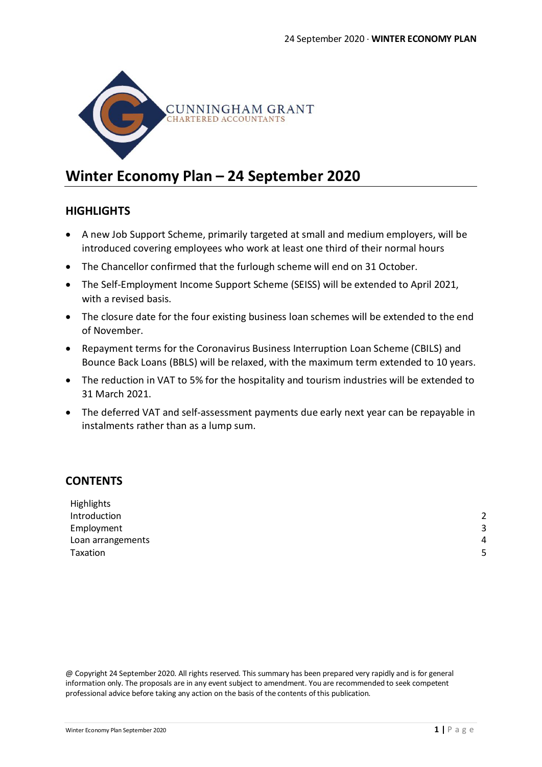CUNNINGHAM GRANT
CHARTERED ACCOUNTANTS

# Winter Economy Plan – 24 September 2020

## HIGHLIGHTS

- A new Job Support Scheme, primarily targeted at small and medium employers, will be introduced covering employees who work at least one third of their normal hours
- The Chancellor confirmed that the furlough scheme will end on 31 October.
- The Self-Employment Income Support Scheme (SEISS) will be extended to April 2021, with a revised basis.
- The closure date for the four existing business loan schemes will be extended to the end of November.
- Repayment terms for the Coronavirus Business Interruption Loan Scheme (CBILS) and Bounce Back Loans (BBLS) will be relaxed, with the maximum term extended to 10 years.
- The reduction in VAT to 5% for the hospitality and tourism industries will be extended to 31 March 2021.
- The deferred VAT and self-assessment payments due early next year can be repayable in instalments rather than as a lump sum.

## CONTENTS

| | |
|---|---|
| Highlights | |
| Introduction | 2 |
| Employment | 3 |
| Loan arrangements | 4 |
| Taxation | 5 |

@ Copyright 24 September 2020. All rights reserved. This summary has been prepared very rapidly and is for general information only. The proposals are in any event subject to amendment. You are recommended to seek competent professional advice before taking any action on the basis of the contents of this publication.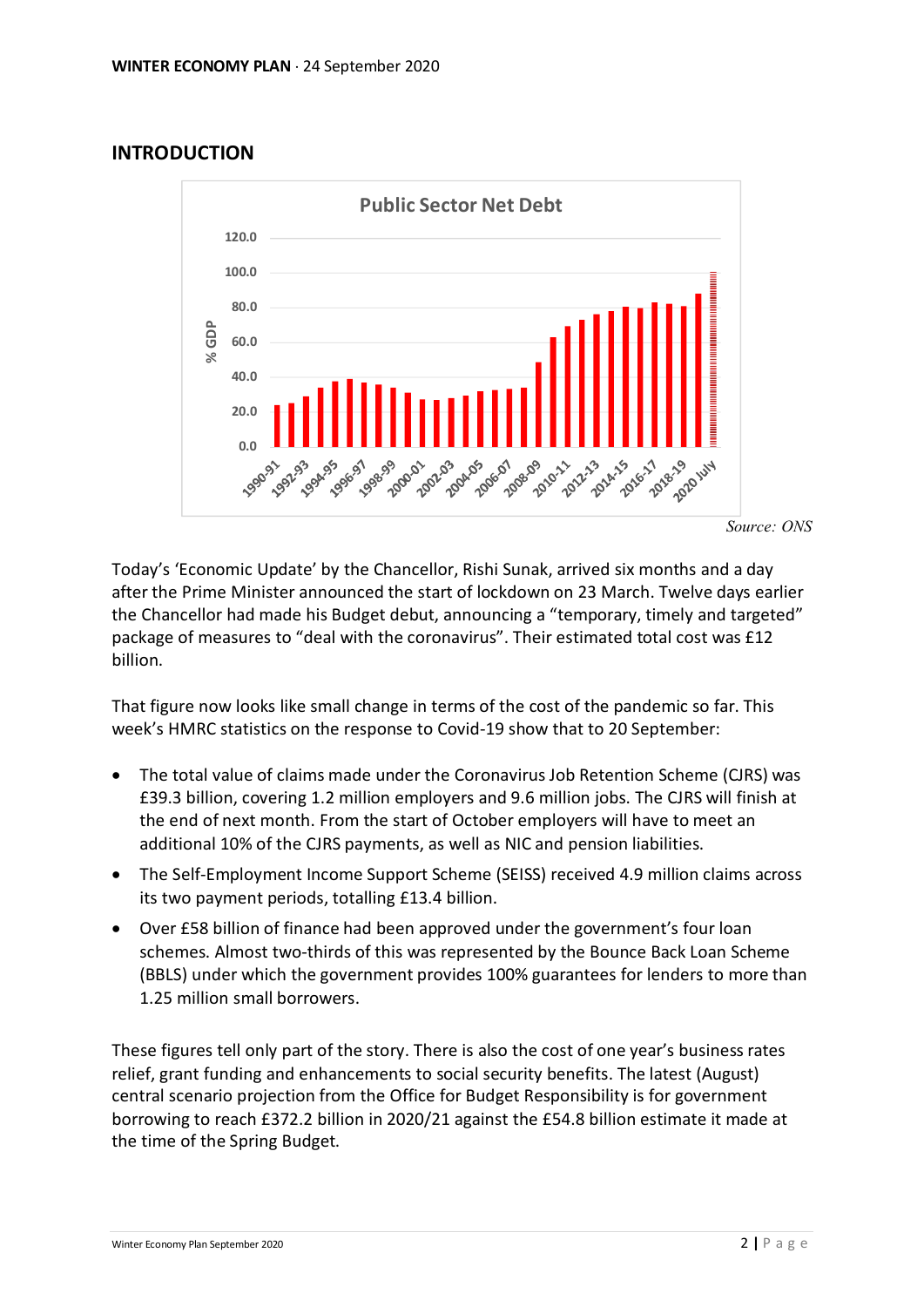## INTRODUCTION

Source: ONS

Today's 'Economic Update' by the Chancellor, Rishi Sunak, arrived six months and a day after the Prime Minister announced the start of lockdown on 23 March. Twelve days earlier the Chancellor had made his Budget debut, announcing a "temporary, timely and targeted" package of measures to "deal with the coronavirus". Their estimated total cost was £12 billion.

That figure now looks like small change in terms of the cost of the pandemic so far. This week's HMRC statistics on the response to Covid-19 show that to 20 September:

- The total value of claims made under the Coronavirus Job Retention Scheme (CJRS) was £39.3 billion, covering 1.2 million employers and 9.6 million jobs. The CJRS will finish at the end of next month. From the start of October employers will have to meet an additional 10% of the CJRS payments, as well as NIC and pension liabilities.
- The Self-Employment Income Support Scheme (SEISS) received 4.9 million claims across its two payment periods, totalling £13.4 billion.
- Over £58 billion of finance had been approved under the government's four loan schemes. Almost two-thirds of this was represented by the Bounce Back Loan Scheme (BBLS) under which the government provides 100% guarantees for lenders to more than 1.25 million small borrowers.

These figures tell only part of the story. There is also the cost of one year's business rates relief, grant funding and enhancements to social security benefits. The latest (August) central scenario projection from the Office for Budget Responsibility is for government borrowing to reach £372.2 billion in 2020/21 against the £54.8 billion estimate it made at the time of the Spring Budget.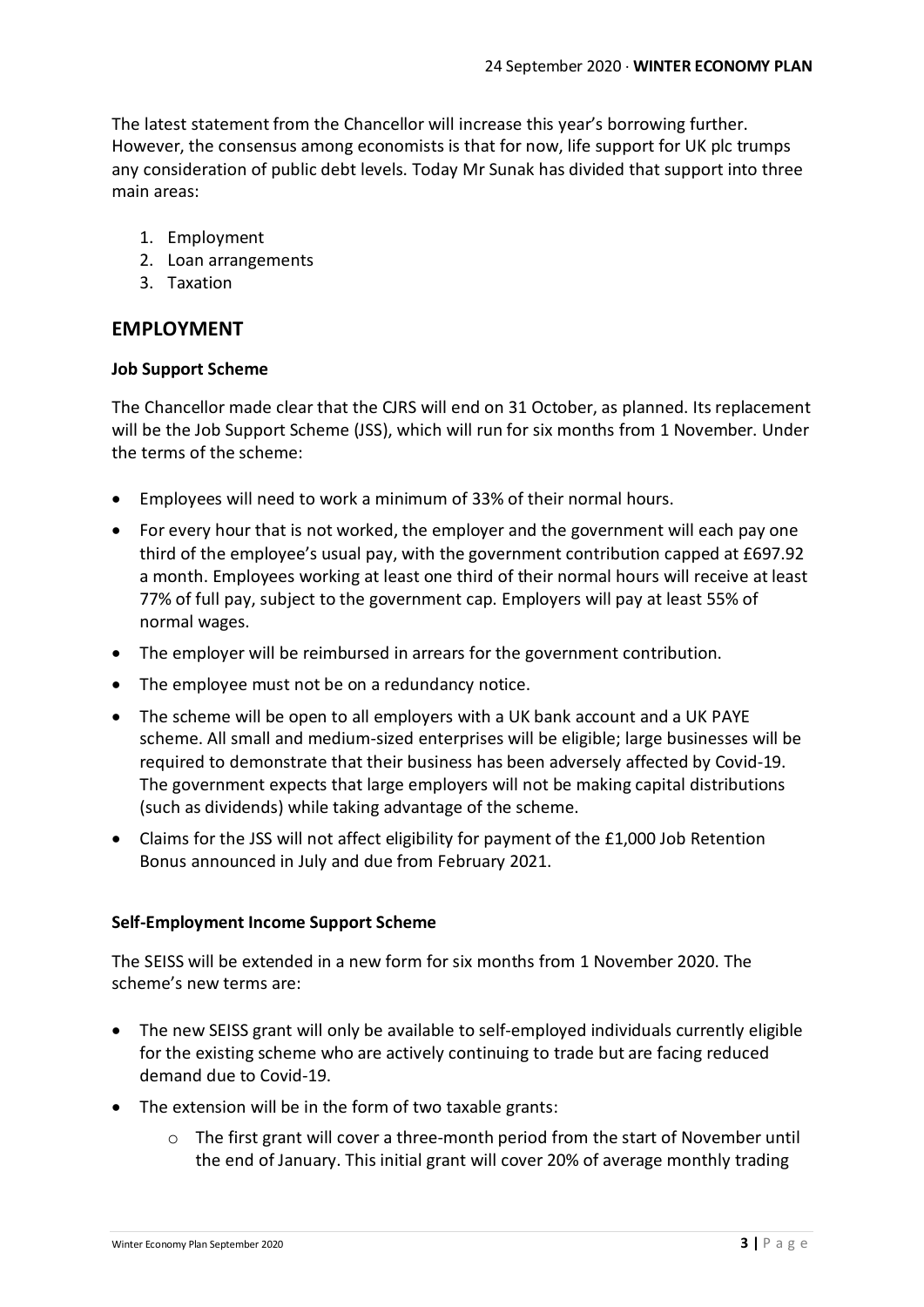The latest statement from the Chancellor will increase this year's borrowing further. However, the consensus among economists is that for now, life support for UK plc trumps any consideration of public debt levels. Today Mr Sunak has divided that support into three main areas:

1. Employment
2. Loan arrangements
3. Taxation

## EMPLOYMENT

**Job Support Scheme**

The Chancellor made clear that the CJRS will end on 31 October, as planned. Its replacement will be the Job Support Scheme (JSS), which will run for six months from 1 November. Under the terms of the scheme:

- Employees will need to work a minimum of 33% of their normal hours.
- For every hour that is not worked, the employer and the government will each pay one third of the employee's usual pay, with the government contribution capped at £697.92 a month. Employees working at least one third of their normal hours will receive at least 77% of full pay, subject to the government cap. Employers will pay at least 55% of normal wages.
- The employer will be reimbursed in arrears for the government contribution.
- The employee must not be on a redundancy notice.
- The scheme will be open to all employers with a UK bank account and a UK PAYE scheme. All small and medium-sized enterprises will be eligible; large businesses will be required to demonstrate that their business has been adversely affected by Covid-19. The government expects that large employers will not be making capital distributions (such as dividends) while taking advantage of the scheme.
- Claims for the JSS will not affect eligibility for payment of the £1,000 Job Retention Bonus announced in July and due from February 2021.

**Self-Employment Income Support Scheme**

The SEISS will be extended in a new form for six months from 1 November 2020. The scheme's new terms are:

- The new SEISS grant will only be available to self-employed individuals currently eligible for the existing scheme who are actively continuing to trade but are facing reduced demand due to Covid-19.
- The extension will be in the form of two taxable grants:
  - The first grant will cover a three-month period from the start of November until the end of January. This initial grant will cover 20% of average monthly trading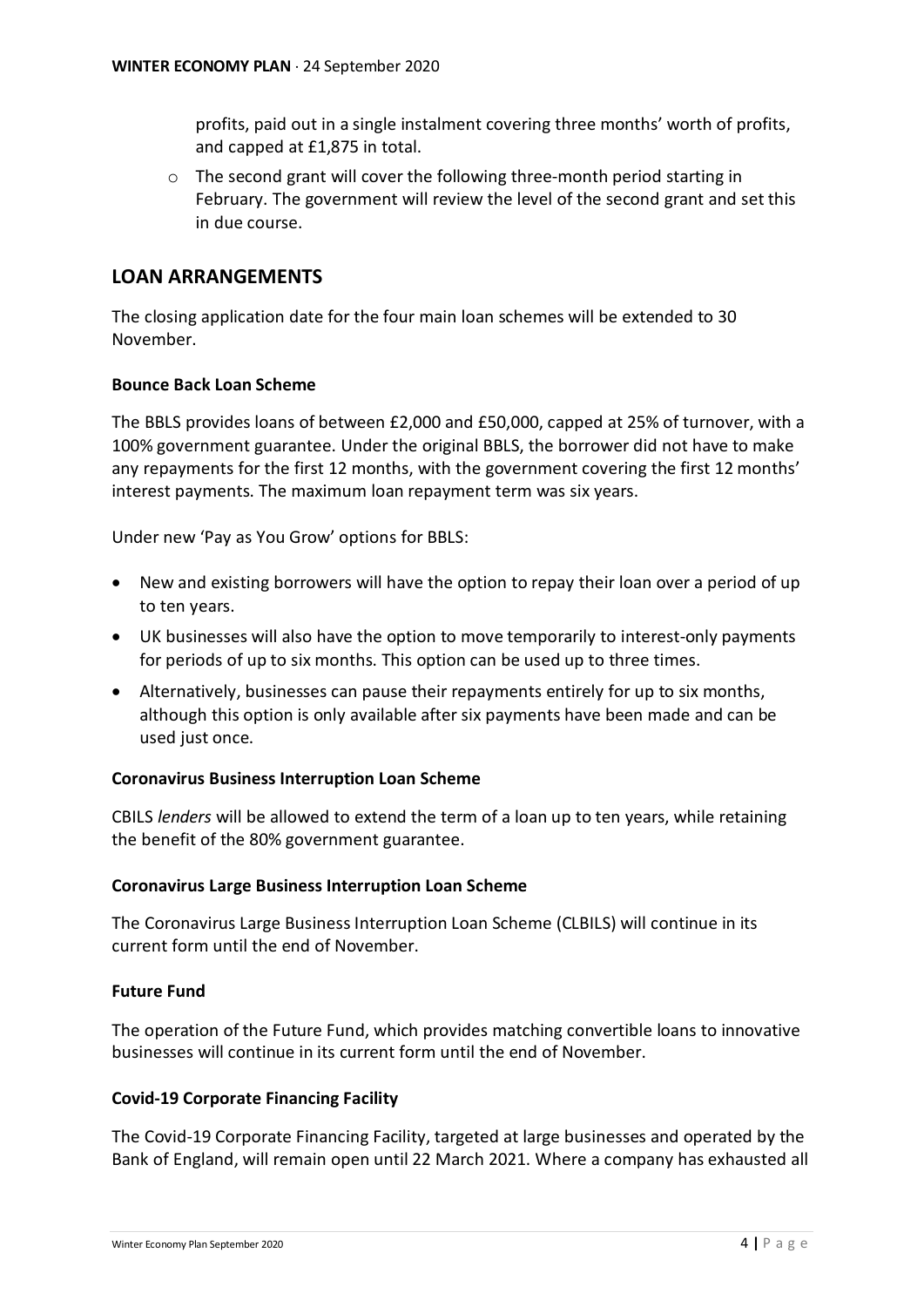profits, paid out in a single instalment covering three months' worth of profits, and capped at £1,875 in total.

- The second grant will cover the following three-month period starting in February. The government will review the level of the second grant and set this in due course.

## LOAN ARRANGEMENTS

The closing application date for the four main loan schemes will be extended to 30 November.

### Bounce Back Loan Scheme

The BBLS provides loans of between £2,000 and £50,000, capped at 25% of turnover, with a 100% government guarantee. Under the original BBLS, the borrower did not have to make any repayments for the first 12 months, with the government covering the first 12 months' interest payments. The maximum loan repayment term was six years.

Under new 'Pay as You Grow' options for BBLS:

- New and existing borrowers will have the option to repay their loan over a period of up to ten years.
- UK businesses will also have the option to move temporarily to interest-only payments for periods of up to six months. This option can be used up to three times.
- Alternatively, businesses can pause their repayments entirely for up to six months, although this option is only available after six payments have been made and can be used just once.

### Coronavirus Business Interruption Loan Scheme

CBILS *lenders* will be allowed to extend the term of a loan up to ten years, while retaining the benefit of the 80% government guarantee.

### Coronavirus Large Business Interruption Loan Scheme

The Coronavirus Large Business Interruption Loan Scheme (CLBILS) will continue in its current form until the end of November.

### Future Fund

The operation of the Future Fund, which provides matching convertible loans to innovative businesses will continue in its current form until the end of November.

### Covid-19 Corporate Financing Facility

The Covid-19 Corporate Financing Facility, targeted at large businesses and operated by the Bank of England, will remain open until 22 March 2021. Where a company has exhausted all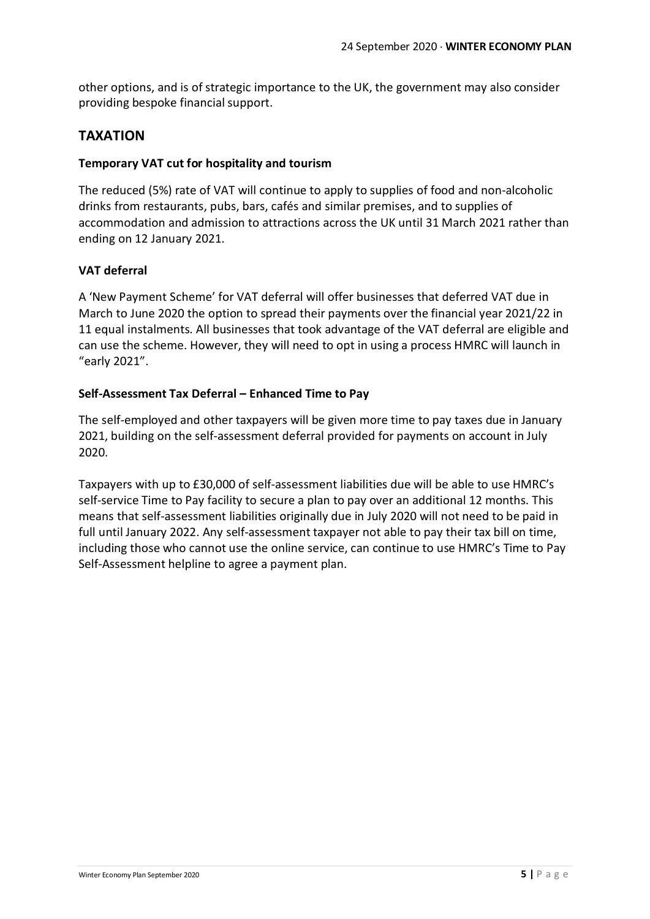other options, and is of strategic importance to the UK, the government may also consider providing bespoke financial support.

## TAXATION

### Temporary VAT cut for hospitality and tourism

The reduced (5%) rate of VAT will continue to apply to supplies of food and non-alcoholic drinks from restaurants, pubs, bars, cafés and similar premises, and to supplies of accommodation and admission to attractions across the UK until 31 March 2021 rather than ending on 12 January 2021.

### VAT deferral

A 'New Payment Scheme' for VAT deferral will offer businesses that deferred VAT due in March to June 2020 the option to spread their payments over the financial year 2021/22 in 11 equal instalments. All businesses that took advantage of the VAT deferral are eligible and can use the scheme. However, they will need to opt in using a process HMRC will launch in "early 2021".

### Self-Assessment Tax Deferral – Enhanced Time to Pay

The self-employed and other taxpayers will be given more time to pay taxes due in January 2021, building on the self-assessment deferral provided for payments on account in July 2020.

Taxpayers with up to £30,000 of self-assessment liabilities due will be able to use HMRC's self-service Time to Pay facility to secure a plan to pay over an additional 12 months. This means that self-assessment liabilities originally due in July 2020 will not need to be paid in full until January 2022. Any self-assessment taxpayer not able to pay their tax bill on time, including those who cannot use the online service, can continue to use HMRC's Time to Pay Self-Assessment helpline to agree a payment plan.